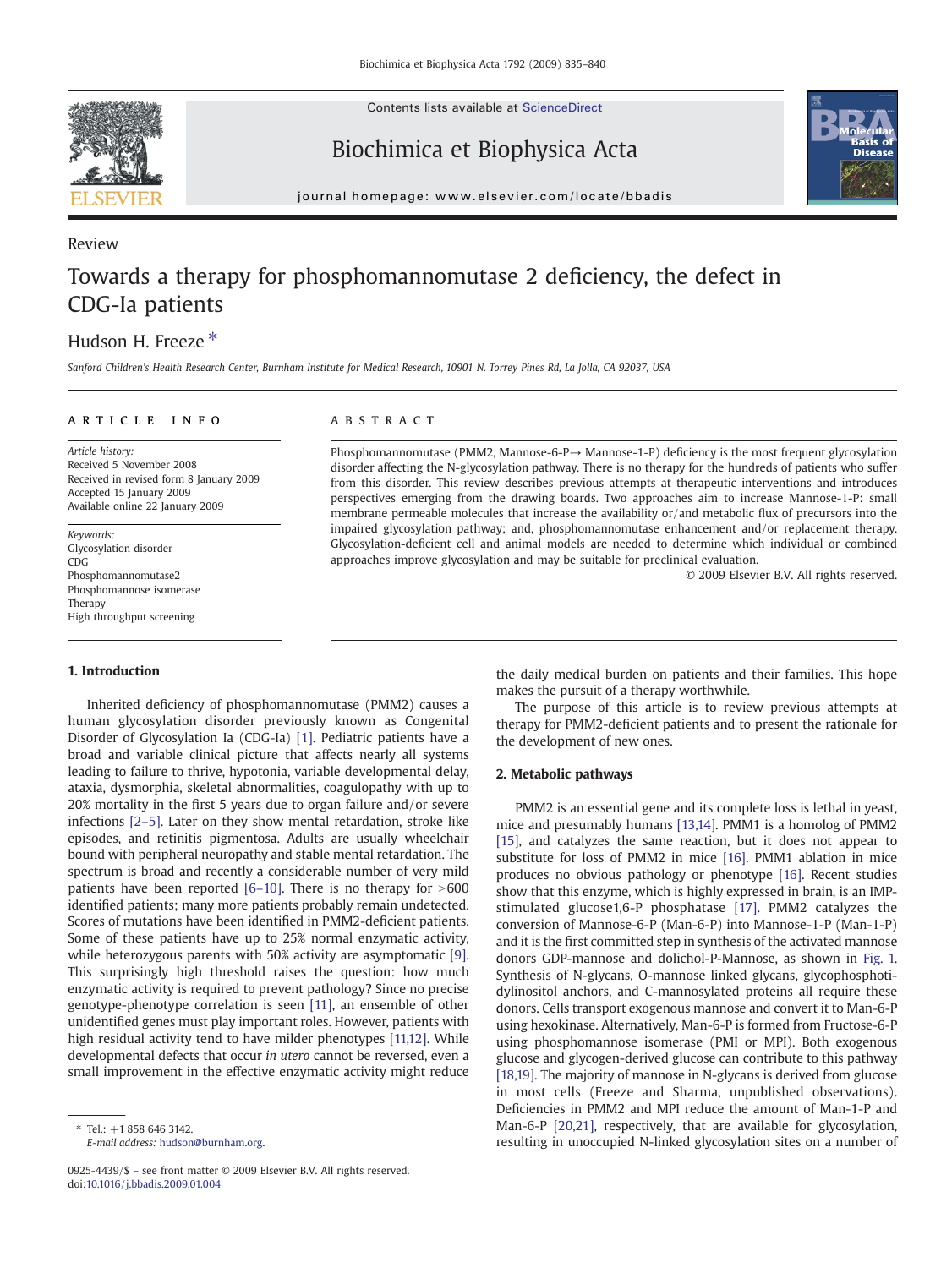Review

# Towards a therapy for phosphomannomutase 2 deficiency, the defect in CDG-Ia patients

Hudson H. Freeze *

*Sanford Children's Health Research Center, Burnham Institute for Medical Research, 10901 N. Torrey Pines Rd, La Jolla, CA 92037, USA*

## ARTICLE INFO

*Article history:*
Received 5 November 2008
Received in revised form 8 January 2009
Accepted 15 January 2009
Available online 22 January 2009

*Keywords:*
Glycosylation disorder
CDG
Phosphomannomutase2
Phosphomannose isomerase
Therapy
High throughput screening

## ABSTRACT

Phosphomannomutase (PMM2, Mannose-6-P→ Mannose-1-P) deficiency is the most frequent glycosylation disorder affecting the N-glycosylation pathway. There is no therapy for the hundreds of patients who suffer from this disorder. This review describes previous attempts at therapeutic interventions and introduces perspectives emerging from the drawing boards. Two approaches aim to increase Mannose-1-P: small membrane permeable molecules that increase the availability or/and metabolic flux of precursors into the impaired glycosylation pathway; and, phosphomannomutase enhancement and/or replacement therapy. Glycosylation-deficient cell and animal models are needed to determine which individual or combined approaches improve glycosylation and may be suitable for preclinical evaluation.

© 2009 Elsevier B.V. All rights reserved.

## 1. Introduction

Inherited deficiency of phosphomannomutase (PMM2) causes a human glycosylation disorder previously known as Congenital Disorder of Glycosylation Ia (CDG-Ia) [1]. Pediatric patients have a broad and variable clinical picture that affects nearly all systems leading to failure to thrive, hypotonia, variable developmental delay, ataxia, dysmorphia, skeletal abnormalities, coagulopathy with up to 20% mortality in the first 5 years due to organ failure and/or severe infections [2–5]. Later on they show mental retardation, stroke like episodes, and retinitis pigmentosa. Adults are usually wheelchair bound with peripheral neuropathy and stable mental retardation. The spectrum is broad and recently a considerable number of very mild patients have been reported [6–10]. There is no therapy for >600 identified patients; many more patients probably remain undetected. Scores of mutations have been identified in PMM2-deficient patients. Some of these patients have up to 25% normal enzymatic activity, while heterozygous parents with 50% activity are asymptomatic [9]. This surprisingly high threshold raises the question: how much enzymatic activity is required to prevent pathology? Since no precise genotype-phenotype correlation is seen [11], an ensemble of other unidentified genes must play important roles. However, patients with high residual activity tend to have milder phenotypes [11,12]. While developmental defects that occur *in utero* cannot be reversed, even a small improvement in the effective enzymatic activity might reduce the daily medical burden on patients and their families. This hope makes the pursuit of a therapy worthwhile.

The purpose of this article is to review previous attempts at therapy for PMM2-deficient patients and to present the rationale for the development of new ones.

## 2. Metabolic pathways

PMM2 is an essential gene and its complete loss is lethal in yeast, mice and presumably humans [13,14]. PMM1 is a homolog of PMM2 [15], and catalyzes the same reaction, but it does not appear to substitute for loss of PMM2 in mice [16]. PMM1 ablation in mice produces no obvious pathology or phenotype [16]. Recent studies show that this enzyme, which is highly expressed in brain, is an IMP-stimulated glucose1,6-P phosphatase [17]. PMM2 catalyzes the conversion of Mannose-6-P (Man-6-P) into Mannose-1-P (Man-1-P) and it is the first committed step in synthesis of the activated mannose donors GDP-mannose and dolichol-P-Mannose, as shown in Fig. 1. Synthesis of N-glycans, O-mannose linked glycans, glycophosphotidylinositol anchors, and C-mannosylated proteins all require these donors. Cells transport exogenous mannose and convert it to Man-6-P using hexokinase. Alternatively, Man-6-P is formed from Fructose-6-P using phosphomannose isomerase (PMI or MPI). Both exogenous glucose and glycogen-derived glucose can contribute to this pathway [18,19]. The majority of mannose in N-glycans is derived from glucose in most cells (Freeze and Sharma, unpublished observations). Deficiencies in PMM2 and MPI reduce the amount of Man-1-P and Man-6-P [20,21], respectively, that are available for glycosylation, resulting in unoccupied N-linked glycosylation sites on a number of

* Tel.: +1 858 646 3142.
*E-mail address:* hudson@burnham.org.

0925-4439/$ – see front matter © 2009 Elsevier B.V. All rights reserved.
doi:10.1016/j.bbadis.2009.01.004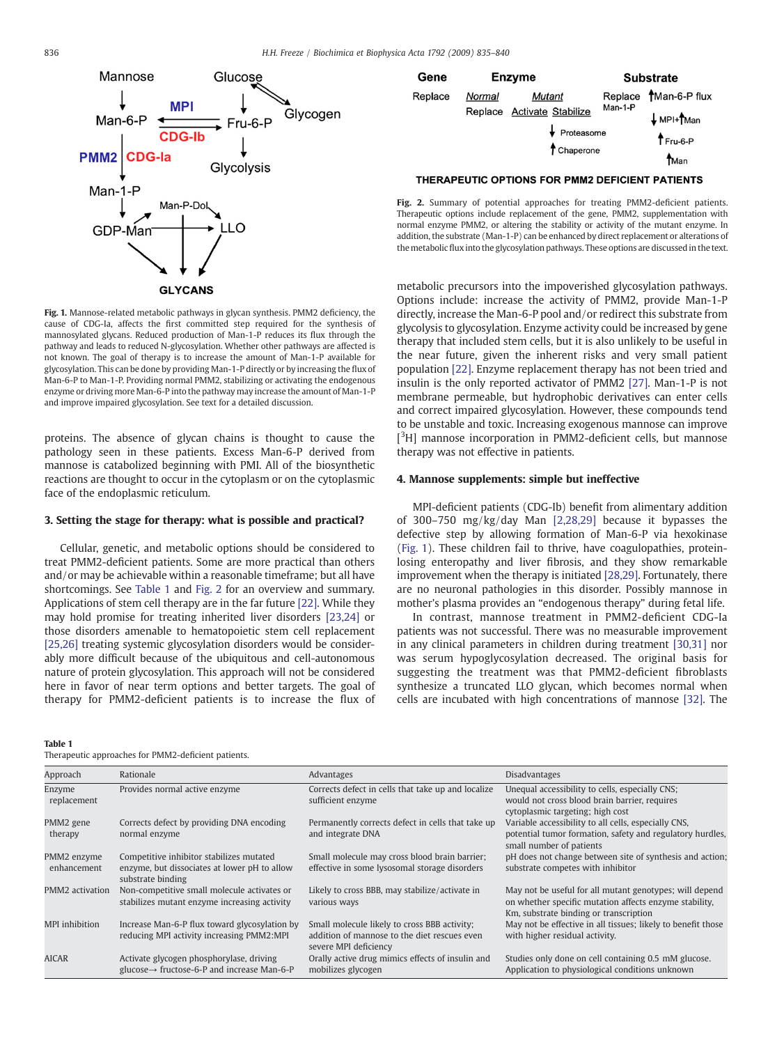Fig. 1. Mannose-related metabolic pathways in glycan synthesis. PMM2 deficiency, the cause of CDG-Ia, affects the first committed step required for the synthesis of mannosylated glycans. Reduced production of Man-1-P reduces its flux through the pathway and leads to reduced N-glycosylation. Whether other pathways are affected is not known. The goal of therapy is to increase the amount of Man-1-P available for glycosylation. This can be done by providing Man-1-P directly or by increasing the flux of Man-6-P to Man-1-P. Providing normal PMM2, stabilizing or activating the endogenous enzyme or driving more Man-6-P into the pathway may increase the amount of Man-1-P and improve impaired glycosylation. See text for a detailed discussion.

proteins. The absence of glycan chains is thought to cause the pathology seen in these patients. Excess Man-6-P derived from mannose is catabolized beginning with PMI. All of the biosynthetic reactions are thought to occur in the cytoplasm or on the cytoplasmic face of the endoplasmic reticulum.

## 3. Setting the stage for therapy: what is possible and practical?

Cellular, genetic, and metabolic options should be considered to treat PMM2-deficient patients. Some are more practical than others and/or may be achievable within a reasonable timeframe; but all have shortcomings. See Table 1 and Fig. 2 for an overview and summary. Applications of stem cell therapy are in the far future [22]. While they may hold promise for treating inherited liver disorders [23,24] or those disorders amenable to hematopoietic stem cell replacement [25,26] treating systemic glycosylation disorders would be considerably more difficult because of the ubiquitous and cell-autonomous nature of protein glycosylation. This approach will not be considered here in favor of near term options and better targets. The goal of therapy for PMM2-deficient patients is to increase the flux of metabolic precursors into the impoverished glycosylation pathways. Options include: increase the activity of PMM2, provide Man-1-P directly, increase the Man-6-P pool and/or redirect this substrate from glycolysis to glycosylation. Enzyme activity could be increased by gene therapy that included stem cells, but it is also unlikely to be useful in the near future, given the inherent risks and very small patient population [22]. Enzyme replacement therapy has not been tried and insulin is the only reported activator of PMM2 [27]. Man-1-P is not membrane permeable, but hydrophobic derivatives can enter cells and correct impaired glycosylation. However, these compounds tend to be unstable and toxic. Increasing exogenous mannose can improve [$^3$H] mannose incorporation in PMM2-deficient cells, but mannose therapy was not effective in patients.

Fig. 2. Summary of potential approaches for treating PMM2-deficient patients. Therapeutic options include replacement of the gene, PMM2, supplementation with normal enzyme PMM2, or altering the stability or activity of the mutant enzyme. In addition, the substrate (Man-1-P) can be enhanced by direct replacement or alterations of the metabolic flux into the glycosylation pathways. These options are discussed in the text.

## 4. Mannose supplements: simple but ineffective

MPI-deficient patients (CDG-Ib) benefit from alimentary addition of 300–750 mg/kg/day Man [2,28,29] because it bypasses the defective step by allowing formation of Man-6-P via hexokinase (Fig. 1). These children fail to thrive, have coagulopathies, protein-losing enteropathy and liver fibrosis, and they show remarkable improvement when the therapy is initiated [28,29]. Fortunately, there are no neuronal pathologies in this disorder. Possibly mannose in mother's plasma provides an "endogenous therapy" during fetal life.

In contrast, mannose treatment in PMM2-deficient CDG-Ia patients was not successful. There was no measurable improvement in any clinical parameters in children during treatment [30,31] nor was serum hypoglycosylation decreased. The original basis for suggesting the treatment was that PMM2-deficient fibroblasts synthesize a truncated LLO glycan, which becomes normal when cells are incubated with high concentrations of mannose [32]. The

Table 1
Therapeutic approaches for PMM2-deficient patients.

| Approach | Rationale | Advantages | Disadvantages |
|---|---|---|---|
| Enzyme replacement | Provides normal active enzyme | Corrects defect in cells that take up and localize sufficient enzyme | Unequal accessibility to cells, especially CNS; would not cross blood brain barrier, requires cytoplasmic targeting; high cost |
| PMM2 gene therapy | Corrects defect by providing DNA encoding normal enzyme | Permanently corrects defect in cells that take up and integrate DNA | Variable accessibility to all cells, especially CNS, potential tumor formation, safety and regulatory hurdles, small number of patients |
| PMM2 enzyme enhancement | Competitive inhibitor stabilizes mutated enzyme, but dissociates at lower pH to allow substrate binding | Small molecule may cross blood brain barrier; effective in some lysosomal storage disorders | pH does not change between site of synthesis and action; substrate competes with inhibitor |
| PMM2 activation | Non-competitive small molecule activates or stabilizes mutant enzyme increasing activity | Likely to cross BBB, may stabilize/activate in various ways | May not be useful for all mutant genotypes; will depend on whether specific mutation affects enzyme stability, Km, substrate binding or transcription |
| MPI inhibition | Increase Man-6-P flux toward glycosylation by reducing MPI activity increasing PMM2:MPI | Small molecule likely to cross BBB activity; addition of mannose to the diet rescues even severe MPI deficiency | May not be effective in all tissues; likely to benefit those with higher residual activity. |
| AICAR | Activate glycogen phosphorylase, driving glucose→ fructose-6-P and increase Man-6-P | Orally active drug mimics effects of insulin and mobilizes glycogen | Studies only done on cell containing 0.5 mM glucose. Application to physiological conditions unknown |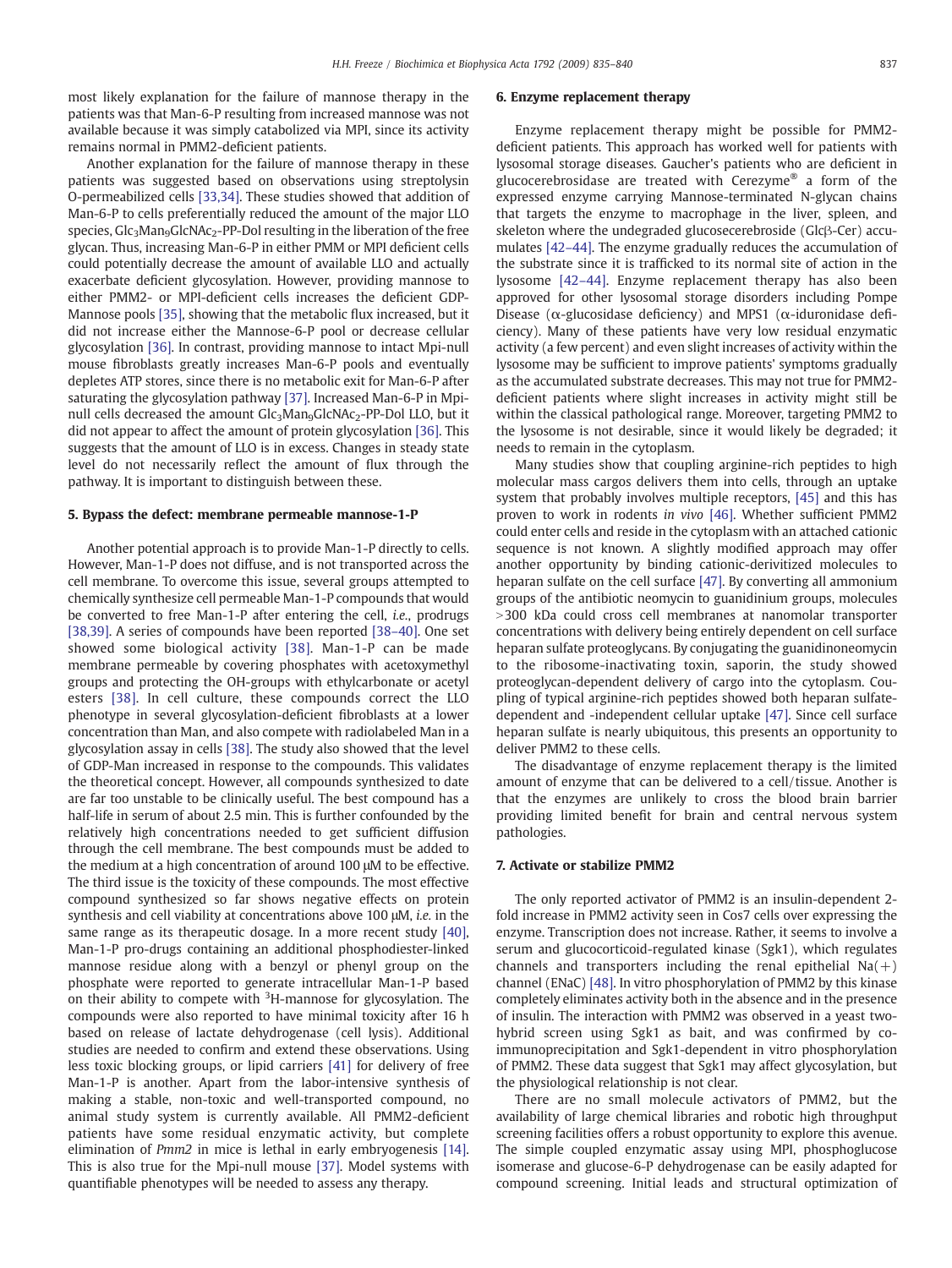most likely explanation for the failure of mannose therapy in the patients was that Man-6-P resulting from increased mannose was not available because it was simply catabolized via MPI, since its activity remains normal in PMM2-deficient patients.

Another explanation for the failure of mannose therapy in these patients was suggested based on observations using streptolysin O-permeabilized cells [33,34]. These studies showed that addition of Man-6-P to cells preferentially reduced the amount of the major LLO species, $Glc_3Man_9GlcNAc_2$-PP-Dol resulting in the liberation of the free glycan. Thus, increasing Man-6-P in either PMM or MPI deficient cells could potentially decrease the amount of available LLO and actually exacerbate deficient glycosylation. However, providing mannose to either PMM2- or MPI-deficient cells increases the deficient GDP-Mannose pools [35], showing that the metabolic flux increased, but it did not increase either the Mannose-6-P pool or decrease cellular glycosylation [36]. In contrast, providing mannose to intact Mpi-null mouse fibroblasts greatly increases Man-6-P pools and eventually depletes ATP stores, since there is no metabolic exit for Man-6-P after saturating the glycosylation pathway [37]. Increased Man-6-P in Mpi-null cells decreased the amount $Glc_3Man_9GlcNAc_2$-PP-Dol LLO, but it did not appear to affect the amount of protein glycosylation [36]. This suggests that the amount of LLO is in excess. Changes in steady state level do not necessarily reflect the amount of flux through the pathway. It is important to distinguish between these.

## 5. Bypass the defect: membrane permeable mannose-1-P

Another potential approach is to provide Man-1-P directly to cells. However, Man-1-P does not diffuse, and is not transported across the cell membrane. To overcome this issue, several groups attempted to chemically synthesize cell permeable Man-1-P compounds that would be converted to free Man-1-P after entering the cell, *i.e.*, prodrugs [38,39]. A series of compounds have been reported [38–40]. One set showed some biological activity [38]. Man-1-P can be made membrane permeable by covering phosphates with acetoxymethyl groups and protecting the OH-groups with ethylcarbonate or acetyl esters [38]. In cell culture, these compounds correct the LLO phenotype in several glycosylation-deficient fibroblasts at a lower concentration than Man, and also compete with radiolabeled Man in a glycosylation assay in cells [38]. The study also showed that the level of GDP-Man increased in response to the compounds. This validates the theoretical concept. However, all compounds synthesized to date are far too unstable to be clinically useful. The best compound has a half-life in serum of about 2.5 min. This is further confounded by the relatively high concentrations needed to get sufficient diffusion through the cell membrane. The best compounds must be added to the medium at a high concentration of around 100 μM to be effective. The third issue is the toxicity of these compounds. The most effective compound synthesized so far shows negative effects on protein synthesis and cell viability at concentrations above 100 μM, *i.e.* in the same range as its therapeutic dosage. In a more recent study [40], Man-1-P pro-drugs containing an additional phosphodiester-linked mannose residue along with a benzyl or phenyl group on the phosphate were reported to generate intracellular Man-1-P based on their ability to compete with $^3$H-mannose for glycosylation. The compounds were also reported to have minimal toxicity after 16 h based on release of lactate dehydrogenase (cell lysis). Additional studies are needed to confirm and extend these observations. Using less toxic blocking groups, or lipid carriers [41] for delivery of free Man-1-P is another. Apart from the labor-intensive synthesis of making a stable, non-toxic and well-transported compound, no animal study system is currently available. All PMM2-deficient patients have some residual enzymatic activity, but complete elimination of *Pmm2* in mice is lethal in early embryogenesis [14]. This is also true for the Mpi-null mouse [37]. Model systems with quantifiable phenotypes will be needed to assess any therapy.

## 6. Enzyme replacement therapy

Enzyme replacement therapy might be possible for PMM2-deficient patients. This approach has worked well for patients with lysosomal storage diseases. Gaucher's patients who are deficient in glucocerebrosidase are treated with Cerezyme® a form of the expressed enzyme carrying Mannose-terminated N-glycan chains that targets the enzyme to macrophage in the liver, spleen, and skeleton where the undegraded glucosecerebroside (Glcβ-Cer) accumulates [42–44]. The enzyme gradually reduces the accumulation of the substrate since it is trafficked to its normal site of action in the lysosome [42–44]. Enzyme replacement therapy has also been approved for other lysosomal storage disorders including Pompe Disease (α-glucosidase deficiency) and MPS1 (α-iduronidase deficiency). Many of these patients have very low residual enzymatic activity (a few percent) and even slight increases of activity within the lysosome may be sufficient to improve patients' symptoms gradually as the accumulated substrate decreases. This may not true for PMM2-deficient patients where slight increases in activity might still be within the classical pathological range. Moreover, targeting PMM2 to the lysosome is not desirable, since it would likely be degraded; it needs to remain in the cytoplasm.

Many studies show that coupling arginine-rich peptides to high molecular mass cargos delivers them into cells, through an uptake system that probably involves multiple receptors, [45] and this has proven to work in rodents *in vivo* [46]. Whether sufficient PMM2 could enter cells and reside in the cytoplasm with an attached cationic sequence is not known. A slightly modified approach may offer another opportunity by binding cationic-derivitized molecules to heparan sulfate on the cell surface [47]. By converting all ammonium groups of the antibiotic neomycin to guanidinium groups, molecules >300 kDa could cross cell membranes at nanomolar transporter concentrations with delivery being entirely dependent on cell surface heparan sulfate proteoglycans. By conjugating the guanidinoneomycin to the ribosome-inactivating toxin, saporin, the study showed proteoglycan-dependent delivery of cargo into the cytoplasm. Coupling of typical arginine-rich peptides showed both heparan sulfate-dependent and -independent cellular uptake [47]. Since cell surface heparan sulfate is nearly ubiquitous, this presents an opportunity to deliver PMM2 to these cells.

The disadvantage of enzyme replacement therapy is the limited amount of enzyme that can be delivered to a cell/tissue. Another is that the enzymes are unlikely to cross the blood brain barrier providing limited benefit for brain and central nervous system pathologies.

## 7. Activate or stabilize PMM2

The only reported activator of PMM2 is an insulin-dependent 2-fold increase in PMM2 activity seen in Cos7 cells over expressing the enzyme. Transcription does not increase. Rather, it seems to involve a serum and glucocorticoid-regulated kinase (Sgk1), which regulates channels and transporters including the renal epithelial Na(+) channel (ENaC) [48]. In vitro phosphorylation of PMM2 by this kinase completely eliminates activity both in the absence and in the presence of insulin. The interaction with PMM2 was observed in a yeast two-hybrid screen using Sgk1 as bait, and was confirmed by co-immunoprecipitation and Sgk1-dependent in vitro phosphorylation of PMM2. These data suggest that Sgk1 may affect glycosylation, but the physiological relationship is not clear.

There are no small molecule activators of PMM2, but the availability of large chemical libraries and robotic high throughput screening facilities offers a robust opportunity to explore this avenue. The simple coupled enzymatic assay using MPI, phosphoglucose isomerase and glucose-6-P dehydrogenase can be easily adapted for compound screening. Initial leads and structural optimization of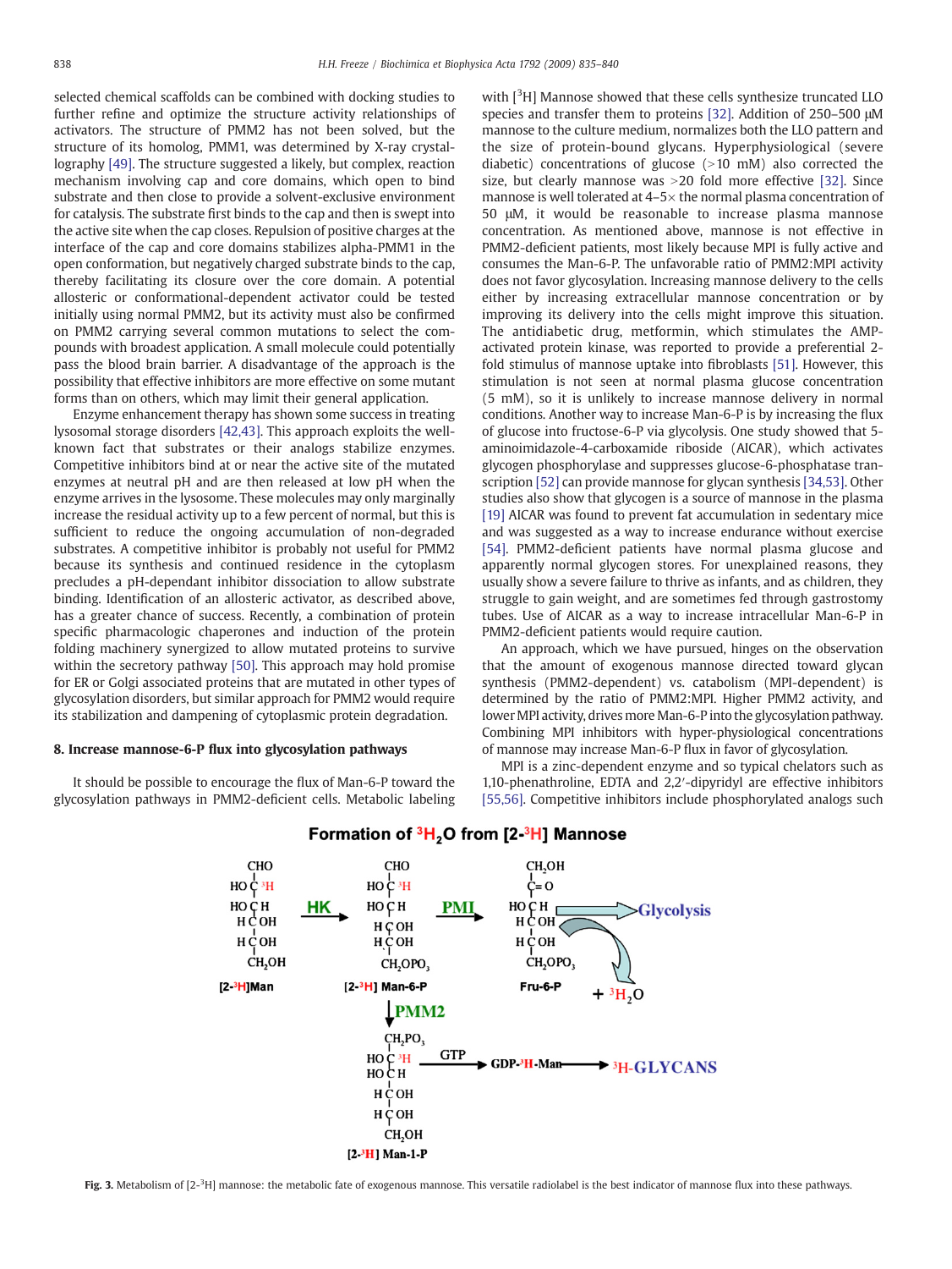selected chemical scaffolds can be combined with docking studies to further refine and optimize the structure activity relationships of activators. The structure of PMM2 has not been solved, but the structure of its homolog, PMM1, was determined by X-ray crystallography [49]. The structure suggested a likely, but complex, reaction mechanism involving cap and core domains, which open to bind substrate and then close to provide a solvent-exclusive environment for catalysis. The substrate first binds to the cap and then is swept into the active site when the cap closes. Repulsion of positive charges at the interface of the cap and core domains stabilizes alpha-PMM1 in the open conformation, but negatively charged substrate binds to the cap, thereby facilitating its closure over the core domain. A potential allosteric or conformational-dependent activator could be tested initially using normal PMM2, but its activity must also be confirmed on PMM2 carrying several common mutations to select the compounds with broadest application. A small molecule could potentially pass the blood brain barrier. A disadvantage of the approach is the possibility that effective inhibitors are more effective on some mutant forms than on others, which may limit their general application.

Enzyme enhancement therapy has shown some success in treating lysosomal storage disorders [42,43]. This approach exploits the well-known fact that substrates or their analogs stabilize enzymes. Competitive inhibitors bind at or near the active site of the mutated enzymes at neutral pH and are then released at low pH when the enzyme arrives in the lysosome. These molecules may only marginally increase the residual activity up to a few percent of normal, but this is sufficient to reduce the ongoing accumulation of non-degraded substrates. A competitive inhibitor is probably not useful for PMM2 because its synthesis and continued residence in the cytoplasm precludes a pH-dependant inhibitor dissociation to allow substrate binding. Identification of an allosteric activator, as described above, has a greater chance of success. Recently, a combination of protein specific pharmacologic chaperones and induction of the protein folding machinery synergized to allow mutated proteins to survive within the secretory pathway [50]. This approach may hold promise for ER or Golgi associated proteins that are mutated in other types of glycosylation disorders, but similar approach for PMM2 would require its stabilization and dampening of cytoplasmic protein degradation.

## 8. Increase mannose-6-P flux into glycosylation pathways

It should be possible to encourage the flux of Man-6-P toward the glycosylation pathways in PMM2-deficient cells. Metabolic labeling with [$^3$H] Mannose showed that these cells synthesize truncated LLO species and transfer them to proteins [32]. Addition of 250–500 μM mannose to the culture medium, normalizes both the LLO pattern and the size of protein-bound glycans. Hyperphysiological (severe diabetic) concentrations of glucose (>10 mM) also corrected the size, but clearly mannose was >20 fold more effective [32]. Since mannose is well tolerated at 4–5× the normal plasma concentration of 50 μM, it would be reasonable to increase plasma mannose concentration. As mentioned above, mannose is not effective in PMM2-deficient patients, most likely because MPI is fully active and consumes the Man-6-P. The unfavorable ratio of PMM2:MPI activity does not favor glycosylation. Increasing mannose delivery to the cells either by increasing extracellular mannose concentration or by improving its delivery into the cells might improve this situation. The antidiabetic drug, metformin, which stimulates the AMP-activated protein kinase, was reported to provide a preferential 2-fold stimulus of mannose uptake into fibroblasts [51]. However, this stimulation is not seen at normal plasma glucose concentration (5 mM), so it is unlikely to increase mannose delivery in normal conditions. Another way to increase Man-6-P is by increasing the flux of glucose into fructose-6-P via glycolysis. One study showed that 5-aminoimidazole-4-carboxamide riboside (AICAR), which activates glycogen phosphorylase and suppresses glucose-6-phosphatase transcription [52] can provide mannose for glycan synthesis [34,53]. Other studies also show that glycogen is a source of mannose in the plasma [19] AICAR was found to prevent fat accumulation in sedentary mice and was suggested as a way to increase endurance without exercise [54]. PMM2-deficient patients have normal plasma glucose and apparently normal glycogen stores. For unexplained reasons, they usually show a severe failure to thrive as infants, and as children, they struggle to gain weight, and are sometimes fed through gastrostomy tubes. Use of AICAR as a way to increase intracellular Man-6-P in PMM2-deficient patients would require caution.

An approach, which we have pursued, hinges on the observation that the amount of exogenous mannose directed toward glycan synthesis (PMM2-dependent) vs. catabolism (MPI-dependent) is determined by the ratio of PMM2:MPI. Higher PMM2 activity, and lower MPI activity, drives more Man-6-P into the glycosylation pathway. Combining MPI inhibitors with hyper-physiological concentrations of mannose may increase Man-6-P flux in favor of glycosylation.

MPI is a zinc-dependent enzyme and so typical chelators such as 1,10-phenathroline, EDTA and 2,2′-dipyridyl are effective inhibitors [55,56]. Competitive inhibitors include phosphorylated analogs such

Fig. 3. Metabolism of [2-$^3$H] mannose: the metabolic fate of exogenous mannose. This versatile radiolabel is the best indicator of mannose flux into these pathways.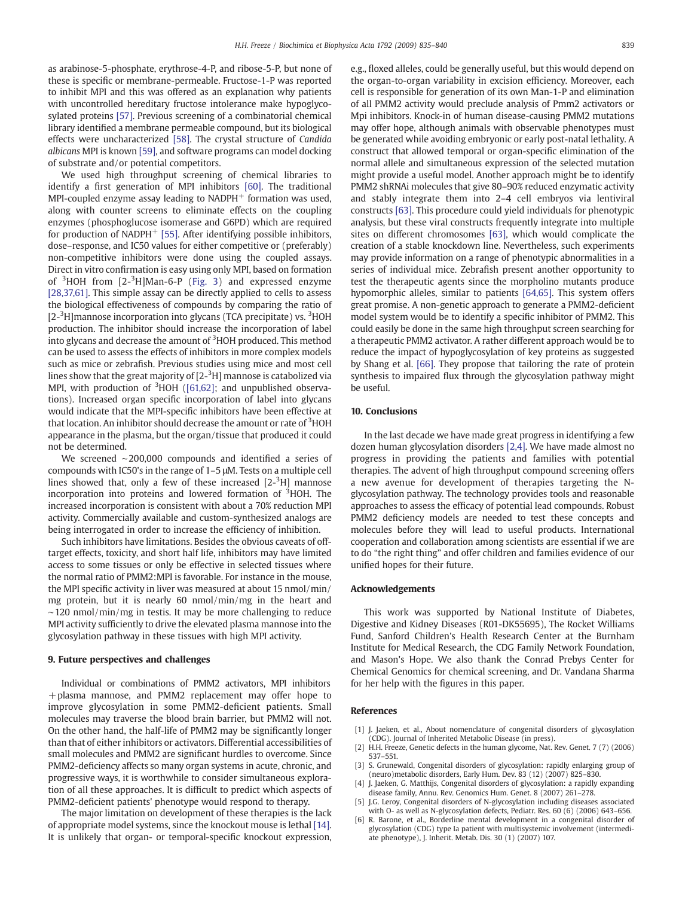as arabinose-5-phosphate, erythrose-4-P, and ribose-5-P, but none of these is specific or membrane-permeable. Fructose-1-P was reported to inhibit MPI and this was offered as an explanation why patients with uncontrolled hereditary fructose intolerance make hypoglycosylated proteins [57]. Previous screening of a combinatorial chemical library identified a membrane permeable compound, but its biological effects were uncharacterized [58]. The crystal structure of *Candida albicans* MPI is known [59], and software programs can model docking of substrate and/or potential competitors.

We used high throughput screening of chemical libraries to identify a first generation of MPI inhibitors [60]. The traditional MPI-coupled enzyme assay leading to $NADPH^+$ formation was used, along with counter screens to eliminate effects on the coupling enzymes (phosphoglucose isomerase and G6PD) which are required for production of $NADPH^+$ [55]. After identifying possible inhibitors, dose–response, and IC50 values for either competitive or (preferably) non-competitive inhibitors were done using the coupled assays. Direct in vitro confirmation is easy using only MPI, based on formation of $^3$HOH from [2-$^3$H]Man-6-P (Fig. 3) and expressed enzyme [28,37,61]. This simple assay can be directly applied to cells to assess the biological effectiveness of compounds by comparing the ratio of [2-$^3$H]mannose incorporation into glycans (TCA precipitate) vs. $^3$HOH production. The inhibitor should increase the incorporation of label into glycans and decrease the amount of $^3$HOH produced. This method can be used to assess the effects of inhibitors in more complex models such as mice or zebrafish. Previous studies using mice and most cell lines show that the great majority of [2-$^3$H] mannose is catabolized via MPI, with production of $^3$HOH ([61,62]; and unpublished observations). Increased organ specific incorporation of label into glycans would indicate that the MPI-specific inhibitors have been effective at that location. An inhibitor should decrease the amount or rate of $^3$HOH appearance in the plasma, but the organ/tissue that produced it could not be determined.

We screened ~200,000 compounds and identified a series of compounds with IC50's in the range of 1–5 μM. Tests on a multiple cell lines showed that, only a few of these increased [2-$^3$H] mannose incorporation into proteins and lowered formation of $^3$HOH. The increased incorporation is consistent with about a 70% reduction MPI activity. Commercially available and custom-synthesized analogs are being interrogated in order to increase the efficiency of inhibition.

Such inhibitors have limitations. Besides the obvious caveats of off-target effects, toxicity, and short half life, inhibitors may have limited access to some tissues or only be effective in selected tissues where the normal ratio of PMM2:MPI is favorable. For instance in the mouse, the MPI specific activity in liver was measured at about 15 nmol/min/mg protein, but it is nearly 60 nmol/min/mg in the heart and ~120 nmol/min/mg in testis. It may be more challenging to reduce MPI activity sufficiently to drive the elevated plasma mannose into the glycosylation pathway in these tissues with high MPI activity.

## 9. Future perspectives and challenges

Individual or combinations of PMM2 activators, MPI inhibitors +plasma mannose, and PMM2 replacement may offer hope to improve glycosylation in some PMM2-deficient patients. Small molecules may traverse the blood brain barrier, but PMM2 will not. On the other hand, the half-life of PMM2 may be significantly longer than that of either inhibitors or activators. Differential accessibilities of small molecules and PMM2 are significant hurdles to overcome. Since PMM2-deficiency affects so many organ systems in acute, chronic, and progressive ways, it is worthwhile to consider simultaneous exploration of all these approaches. It is difficult to predict which aspects of PMM2-deficient patients' phenotype would respond to therapy.

The major limitation on development of these therapies is the lack of appropriate model systems, since the knockout mouse is lethal [14]. It is unlikely that organ- or temporal-specific knockout expression, e.g., floxed alleles, could be generally useful, but this would depend on the organ-to-organ variability in excision efficiency. Moreover, each cell is responsible for generation of its own Man-1-P and elimination of all PMM2 activity would preclude analysis of Pmm2 activators or Mpi inhibitors. Knock-in of human disease-causing PMM2 mutations may offer hope, although animals with observable phenotypes must be generated while avoiding embryonic or early post-natal lethality. A construct that allowed temporal or organ-specific elimination of the normal allele and simultaneous expression of the selected mutation might provide a useful model. Another approach might be to identify PMM2 shRNAi molecules that give 80–90% reduced enzymatic activity and stably integrate them into 2–4 cell embryos via lentiviral constructs [63]. This procedure could yield individuals for phenotypic analysis, but these viral constructs frequently integrate into multiple sites on different chromosomes [63], which would complicate the creation of a stable knockdown line. Nevertheless, such experiments may provide information on a range of phenotypic abnormalities in a series of individual mice. Zebrafish present another opportunity to test the therapeutic agents since the morpholino mutants produce hypomorphic alleles, similar to patients [64,65]. This system offers great promise. A non-genetic approach to generate a PMM2-deficient model system would be to identify a specific inhibitor of PMM2. This could easily be done in the same high throughput screen searching for a therapeutic PMM2 activator. A rather different approach would be to reduce the impact of hypoglycosylation of key proteins as suggested by Shang et al. [66]. They propose that tailoring the rate of protein synthesis to impaired flux through the glycosylation pathway might be useful.

## 10. Conclusions

In the last decade we have made great progress in identifying a few dozen human glycosylation disorders [2,4]. We have made almost no progress in providing the patients and families with potential therapies. The advent of high throughput compound screening offers a new avenue for development of therapies targeting the N-glycosylation pathway. The technology provides tools and reasonable approaches to assess the efficacy of potential lead compounds. Robust PMM2 deficiency models are needed to test these concepts and molecules before they will lead to useful products. International cooperation and collaboration among scientists are essential if we are to do "the right thing" and offer children and families evidence of our unified hopes for their future.

## Acknowledgements

This work was supported by National Institute of Diabetes, Digestive and Kidney Diseases (R01-DK55695), The Rocket Williams Fund, Sanford Children's Health Research Center at the Burnham Institute for Medical Research, the CDG Family Network Foundation, and Mason's Hope. We also thank the Conrad Prebys Center for Chemical Genomics for chemical screening, and Dr. Vandana Sharma for her help with the figures in this paper.

## References

[1] J. Jaeken, et al., About nomenclature of congenital disorders of glycosylation (CDG). Journal of Inherited Metabolic Disease (in press).

[2] H.H. Freeze, Genetic defects in the human glycome, Nat. Rev. Genet. 7 (7) (2006) 537–551.

[3] S. Grunewald, Congenital disorders of glycosylation: rapidly enlarging group of (neuro)metabolic disorders, Early Hum. Dev. 83 (12) (2007) 825–830.

[4] J. Jaeken, G. Matthijs, Congenital disorders of glycosylation: a rapidly expanding disease family, Annu. Rev. Genomics Hum. Genet. 8 (2007) 261–278.

[5] J.G. Leroy, Congenital disorders of N-glycosylation including diseases associated with O- as well as N-glycosylation defects, Pediatr. Res. 60 (6) (2006) 643–656.

[6] R. Barone, et al., Borderline mental development in a congenital disorder of glycosylation (CDG) type Ia patient with multisystemic involvement (intermediate phenotype), J. Inherit. Metab. Dis. 30 (1) (2007) 107.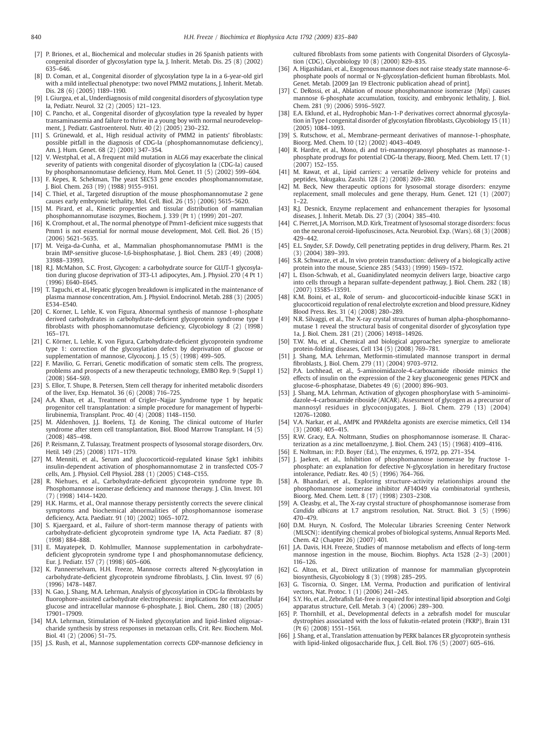[7] P. Briones, et al., Biochemical and molecular studies in 26 Spanish patients with congenital disorder of glycosylation type Ia, J. Inherit. Metab. Dis. 25 (8) (2002) 635–646.

[8] D. Coman, et al., Congenital disorder of glycosylation type Ia in a 6-year-old girl with a mild intellectual phenotype: two novel PMM2 mutations, J. Inherit. Metab. Dis. 28 (6) (2005) 1189–1190.

[9] I. Giurgea, et al., Underdiagnosis of mild congenital disorders of glycosylation type Ia, Pediatr. Neurol. 32 (2) (2005) 121–123.

[10] C. Pancho, et al., Congenital disorder of glycosylation type Ia revealed by hyper transaminasemia and failure to thrive in a young boy with normal neurodevelopment, J. Pediatr. Gastroenterol. Nutr. 40 (2) (2005) 230–232.

[11] S. Grünewald, et al., High residual activity of PMM2 in patients' fibroblasts: possible pitfall in the diagnosis of CDG-Ia (phosphomannomutase deficiency), Am. J. Hum. Genet. 68 (2) (2001) 347–354.

[12] V. Westphal, et al., A frequent mild mutation in ALG6 may exacerbate the clinical severity of patients with congenital disorder of glycosylation Ia (CDG-Ia) caused by phosphomannomutase deficiency, Hum. Mol. Genet. 11 (5) (2002) 599–604.

[13] F. Kepes, R. Schekman, The yeast SEC53 gene encodes phosphomannomutase, J. Biol. Chem. 263 (19) (1988) 9155–9161.

[14] C. Thiel, et al., Targeted disruption of the mouse phosphomannomutase 2 gene causes early embryonic lethality, Mol. Cell. Biol. 26 (15) (2006) 5615–5620.

[15] M. Pirard, et al., Kinetic properties and tissular distribution of mammalian phosphomannomutase isozymes, Biochem. J. 339 (Pt 1) (1999) 201–207.

[16] K. Cromphout, et al., The normal phenotype of Pmm1-deficient mice suggests that Pmm1 is not essential for normal mouse development, Mol. Cell. Biol. 26 (15) (2006) 5621–5635.

[17] M. Veiga-da-Cunha, et al., Mammalian phosphomannomutase PMM1 is the brain IMP-sensitive glucose-1,6-bisphosphatase, J. Biol. Chem. 283 (49) (2008) 33988–33993.

[18] R.J. McMahon, S.C. Frost, Glycogen: a carbohydrate source for GLUT-1 glycosylation during glucose deprivation of 3T3-L1 adipocytes, Am. J. Physiol. 270 (4 Pt 1) (1996) E640–E645.

[19] T. Taguchi, et al., Hepatic glycogen breakdown is implicated in the maintenance of plasma mannose concentration, Am. J. Physiol. Endocrinol. Metab. 288 (3) (2005) E534–E540.

[20] C. Korner, L. Lehle, K. von Figura, Abnormal synthesis of mannose 1-phosphate derived carbohydrates in carbohydrate-deficient glycoprotein syndrome type I fibroblasts with phosphomannomutase deficiency, Glycobiology 8 (2) (1998) 165–171.

[21] C. Körner, L. Lehle, K. von Figura, Carbohydrate-deficient glycoprotein syndrome type 1: correction of the glycosylation defect by deprivation of glucose or supplementation of mannose, Glycoconj. J. 15 (5) (1998) 499–505.

[22] F. Mavilio, G. Ferrari, Genetic modification of somatic stem cells. The progress, problems and prospects of a new therapeutic technology, EMBO Rep. 9 (Suppl 1) (2008) S64–S69.

[23] S. Ellor, T. Shupe, B. Petersen, Stem cell therapy for inherited metabolic disorders of the liver, Exp. Hematol. 36 (6) (2008) 716–725.

[24] A.A. Khan, et al., Treatment of Crigler–Najjar Syndrome type 1 by hepatic progenitor cell transplantation: a simple procedure for management of hyperbilirubinemia, Transplant. Proc. 40 (4) (2008) 1148–1150.

[25] M. Aldenhoven, J.J. Boelens, T.J. de Koning, The clinical outcome of Hurler syndrome after stem cell transplantation, Biol. Blood Marrow Transplant. 14 (5) (2008) 485–498.

[26] P. Reismann, Z. Tulassay, Treatment prospects of lysosomal storage disorders, Orv. Hetil. 149 (25) (2008) 1171–1179.

[27] M. Menniti, et al., Serum and glucocorticoid-regulated kinase Sgk1 inhibits insulin-dependent activation of phosphomannomutase 2 in transfected COS-7 cells, Am. J. Physiol. Cell Physiol. 288 (1) (2005) C148–C155.

[28] R. Niehues, et al., Carbohydrate-deficient glycoprotein syndrome type Ib. Phosphomannose isomerase deficiency and mannose therapy, J. Clin. Invest. 101 (7) (1998) 1414–1420.

[29] H.K. Harms, et al., Oral mannose therapy persistently corrects the severe clinical symptoms and biochemical abnormalities of phosphomannose isomerase deficiency, Acta. Paediatr. 91 (10) (2002) 1065–1072.

[30] S. Kjaergaard, et al., Failure of short-term mannose therapy of patients with carbohydrate-deficient glycoprotein syndrome type 1A, Acta Paediatr. 87 (8) (1998) 884–888.

[31] E. Mayatepek, D. Kohlmuller, Mannose supplementation in carbohydrate-deficient glycoprotein syndrome type I and phosphomannomutase deficiency, Eur. J. Pediatr. 157 (7) (1998) 605–606.

[32] K. Panneerselvam, H.H. Freeze, Mannose corrects altered N-glycosylation in carbohydrate-deficient glycoprotein syndrome fibroblasts, J. Clin. Invest. 97 (6) (1996) 1478–1487.

[33] N. Gao, J. Shang, M.A. Lehrman, Analysis of glycosylation in CDG-Ia fibroblasts by fluorophore-assisted carbohydrate electrophoresis: implications for extracellular glucose and intracellular mannose 6-phosphate, J. Biol. Chem,. 280 (18) (2005) 17901–17909.

[34] M.A. Lehrman, Stimulation of N-linked glycosylation and lipid-linked oligosaccharide synthesis by stress responses in metazoan cells, Crit. Rev. Biochem. Mol. Biol. 41 (2) (2006) 51–75.

[35] J.S. Rush, et al., Mannose supplementation corrects GDP-mannose deficiency in cultured fibroblasts from some patients with Congenital Disorders of Glycosylation (CDG), Glycobiology 10 (8) (2000) 829–835.

[36] A. Higashidani, et al., Exogenous mannose does not raise steady state mannose-6-phosphate pools of normal or N-glycosylation-deficient human fibroblasts. Mol. Genet. Metab. [2009 Jan 19 Electronic publication ahead of print].

[37] C. DeRossi, et al., Ablation of mouse phosphomannose isomerase (Mpi) causes mannose 6-phosphate accumulation, toxicity, and embryonic lethality, J. Biol. Chem. 281 (9) (2006) 5916–5927.

[38] E.A. Eklund, et al., Hydrophobic Man-1-P derivatives correct abnormal glycosylation in Type I congenital disorder of glycosylation fibroblasts, Glycobiology 15 (11) (2005) 1084–1093.

[39] S. Rutschow, et al., Membrane-permeant derivatives of mannose-1-phosphate, Bioorg. Med. Chem. 10 (12) (2002) 4043–4049.

[40] R. Hardre, et al., Mono, di and tri-mannopyranosyl phosphates as mannose-1-phosphate prodrugs for potential CDG-Ia therapy, Bioorg. Med. Chem. Lett. 17 (1) (2007) 152–155.

[41] M. Rawat, et al., Lipid carriers: a versatile delivery vehicle for proteins and peptides, Yakugaku. Zasshi. 128 (2) (2008) 269–280.

[42] M. Beck, New therapeutic options for lysosomal storage disorders: enzyme replacement, small molecules and gene therapy, Hum. Genet. 121 (1) (2007) 1–22.

[43] R.J. Desnick, Enzyme replacement and enhancement therapies for lysosomal diseases, J. Inherit. Metab. Dis. 27 (3) (2004) 385–410.

[44] C. Pierret, J.A. Morrison, M.D. Kirk, Treatment of lysosomal storage disorders: focus on the neuronal ceroid-lipofuscinoses, Acta. Neurobiol. Exp. (Wars). 68 (3) (2008) 429–442.

[45] E.L. Snyder, S.F. Dowdy, Cell penetrating peptides in drug delivery, Pharm. Res. 21 (3) (2004) 389–393.

[46] S.R. Schwarze, et al., In vivo protein transduction: delivery of a biologically active protein into the mouse, Science 285 (5433) (1999) 1569–1572.

[47] L. Elson-Schwab, et al., Guanidinylated neomycin delivers large, bioactive cargo into cells through a heparan sulfate-dependent pathway, J. Biol. Chem. 282 (18) (2007) 13585–13591.

[48] K.M. Boini, et al., Role of serum- and glucocorticoid-inducible kinase SGK1 in glucocorticoid regulation of renal electrolyte excretion and blood pressure, Kidney Blood Press. Res. 31 (4) (2008) 280–289.

[49] N.R. Silvaggi, et al., The X-ray crystal structures of human alpha-phosphomannomutase 1 reveal the structural basis of congenital disorder of glycosylation type 1a, J. Biol. Chem. 281 (21) (2006) 14918–14926.

[50] T.W. Mu, et al., Chemical and biological approaches synergize to ameliorate protein-folding diseases, Cell 134 (5) (2008) 769–781.

[51] J. Shang, M.A. Lehrman, Metformin-stimulated mannose transport in dermal fibroblasts, J. Biol. Chem. 279 (11) (2004) 9703–9712.

[52] P.A. Lochhead, et al., 5-aminoimidazole-4-carboxamide riboside mimics the effects of insulin on the expression of the 2 key gluconeogenic genes PEPCK and glucose-6-phosphatase, Diabetes 49 (6) (2000) 896–903.

[53] J. Shang, M.A. Lehrman, Activation of glycogen phosphorylase with 5-aminoimidazole-4-carboxamide riboside (AICAR). Assessment of glycogen as a precursor of mannosyl residues in glycoconjugates, J. Biol. Chem. 279 (13) (2004) 12076–12080.

[54] V.A. Narkar, et al., AMPK and PPARdelta agonists are exercise mimetics, Cell 134 (3) (2008) 405–415.

[55] R.W. Gracy, E.A. Noltmann, Studies on phosphomannose isomerase. II. Characterization as a zinc metalloenzyme, J. Biol. Chem. 243 (15) (1968) 4109–4116.

[56] E. Noltman, in: P.D. Boyer (Ed.), The enzymes, 6, 1972, pp. 271–354.

[57] J. Jaeken, et al., Inhibition of phosphomannose isomerase by fructose 1-phosphate: an explanation for defective N-glycosylation in hereditary fructose intolerance, Pediatr. Res. 40 (5) (1996) 764–766.

[58] A. Bhandari, et al., Exploring structure-activity relationships around the phosphomannose isomerase inhibitor AF14049 via combinatorial synthesis, Bioorg. Med. Chem. Lett. 8 (17) (1998) 2303–2308.

[59] A. Cleasby, et al., The X-ray crystal structure of phosphomannose isomerase from *Candida albicans* at 1.7 angstrom resolution, Nat. Struct. Biol. 3 (5) (1996) 470–479.

[60] D.M. Huryn, N. Cosford, The Molecular Libraries Screening Center Network (MLSCN): identifying chemical probes of biological systems, Annual Reports Med. Chem. 42 (Chapter 26) (2007) 401.

[61] J.A. Davis, H.H. Freeze, Studies of mannose metabolism and effects of long-term mannose ingestion in the mouse, Biochim. Biophys. Acta 1528 (2–3) (2001) 116–126.

[62] G. Alton, et al., Direct utilization of mannose for mammalian glycoprotein biosynthesis, Glycobiology 8 (3) (1998) 285–295.

[63] G. Tiscornia, O. Singer, I.M. Verma, Production and purification of lentiviral vectors, Nat. Protoc. 1 (1) (2006) 241–245.

[64] S.Y. Ho, et al., Zebrafish fat-free is required for intestinal lipid absorption and Golgi apparatus structure, Cell. Metab. 3 (4) (2006) 289–300.

[65] P. Thornhill, et al., Developmental defects in a zebrafish model for muscular dystrophies associated with the loss of fukutin-related protein (FKRP), Brain 131 (Pt 6) (2008) 1551–1561.

[66] J. Shang, et al., Translation attenuation by PERK balances ER glycoprotein synthesis with lipid-linked oligosaccharide flux, J. Cell. Biol. 176 (5) (2007) 605–616.